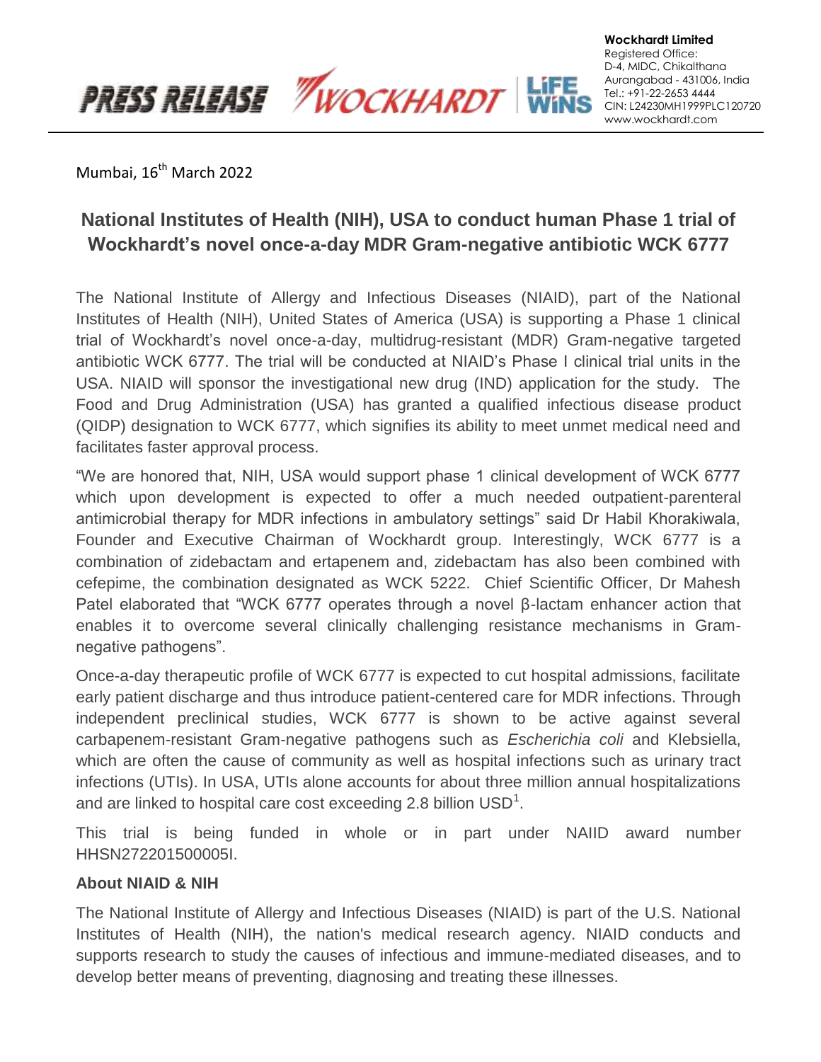**Wockhardt Limited**
Registered Office:
D-4, MIDC, Chikalthana
Aurangabad - 431006, India
Tel.: +91-22-2653 4444
CIN: L24230MH1999PLC120720
www.wockhardt.com

PRESS RELEASE

Mumbai, 16th March 2022

## National Institutes of Health (NIH), USA to conduct human Phase 1 trial of Wockhardt's novel once-a-day MDR Gram-negative antibiotic WCK 6777

The National Institute of Allergy and Infectious Diseases (NIAID), part of the National Institutes of Health (NIH), United States of America (USA) is supporting a Phase 1 clinical trial of Wockhardt's novel once-a-day, multidrug-resistant (MDR) Gram-negative targeted antibiotic WCK 6777. The trial will be conducted at NIAID's Phase I clinical trial units in the USA. NIAID will sponsor the investigational new drug (IND) application for the study. The Food and Drug Administration (USA) has granted a qualified infectious disease product (QIDP) designation to WCK 6777, which signifies its ability to meet unmet medical need and facilitates faster approval process.

"We are honored that, NIH, USA would support phase 1 clinical development of WCK 6777 which upon development is expected to offer a much needed outpatient-parenteral antimicrobial therapy for MDR infections in ambulatory settings" said Dr Habil Khorakiwala, Founder and Executive Chairman of Wockhardt group. Interestingly, WCK 6777 is a combination of zidebactam and ertapenem and, zidebactam has also been combined with cefepime, the combination designated as WCK 5222. Chief Scientific Officer, Dr Mahesh Patel elaborated that "WCK 6777 operates through a novel β-lactam enhancer action that enables it to overcome several clinically challenging resistance mechanisms in Gram-negative pathogens".

Once-a-day therapeutic profile of WCK 6777 is expected to cut hospital admissions, facilitate early patient discharge and thus introduce patient-centered care for MDR infections. Through independent preclinical studies, WCK 6777 is shown to be active against several carbapenem-resistant Gram-negative pathogens such as *Escherichia coli* and Klebsiella, which are often the cause of community as well as hospital infections such as urinary tract infections (UTIs). In USA, UTIs alone accounts for about three million annual hospitalizations and are linked to hospital care cost exceeding 2.8 billion USD[1].

This trial is being funded in whole or in part under NAIID award number HHSN272201500005I.

### About NIAID & NIH

The National Institute of Allergy and Infectious Diseases (NIAID) is part of the U.S. National Institutes of Health (NIH), the nation's medical research agency. NIAID conducts and supports research to study the causes of infectious and immune-mediated diseases, and to develop better means of preventing, diagnosing and treating these illnesses.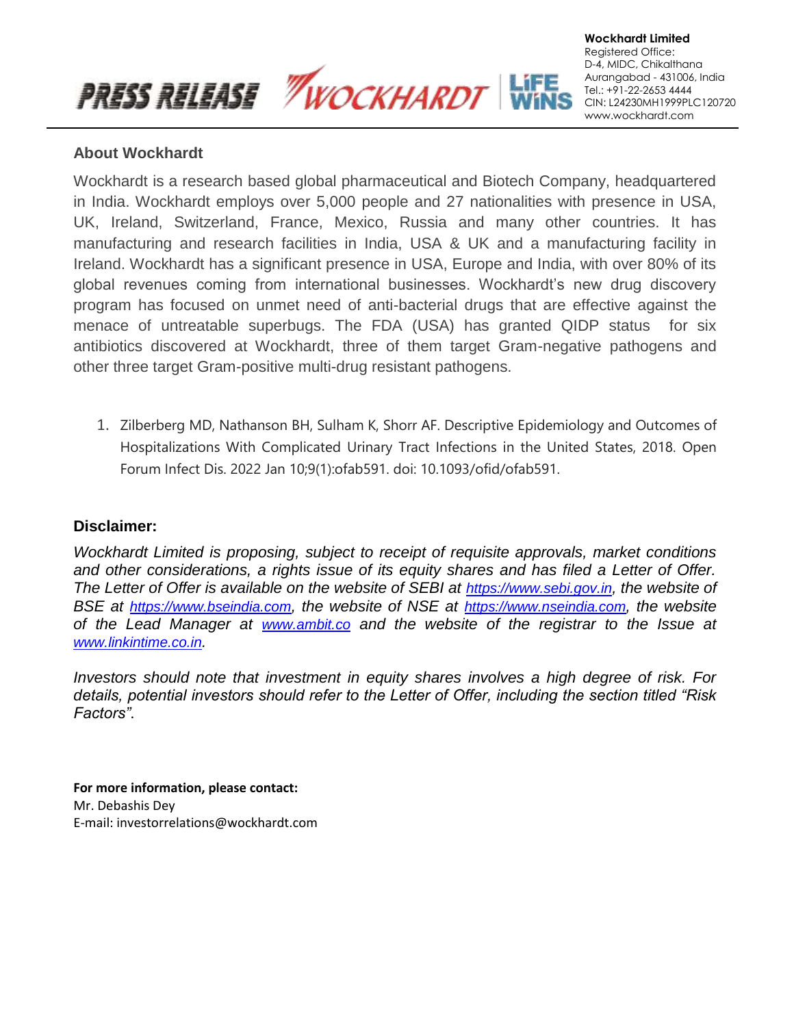## About Wockhardt

Wockhardt is a research based global pharmaceutical and Biotech Company, headquartered in India. Wockhardt employs over 5,000 people and 27 nationalities with presence in USA, UK, Ireland, Switzerland, France, Mexico, Russia and many other countries. It has manufacturing and research facilities in India, USA & UK and a manufacturing facility in Ireland. Wockhardt has a significant presence in USA, Europe and India, with over 80% of its global revenues coming from international businesses. Wockhardt's new drug discovery program has focused on unmet need of anti-bacterial drugs that are effective against the menace of untreatable superbugs. The FDA (USA) has granted QIDP status for six antibiotics discovered at Wockhardt, three of them target Gram-negative pathogens and other three target Gram-positive multi-drug resistant pathogens.

1. Zilberberg MD, Nathanson BH, Sulham K, Shorr AF. Descriptive Epidemiology and Outcomes of Hospitalizations With Complicated Urinary Tract Infections in the United States, 2018. Open Forum Infect Dis. 2022 Jan 10;9(1):ofab591. doi: 10.1093/ofid/ofab591.

## Disclaimer:

*Wockhardt Limited is proposing, subject to receipt of requisite approvals, market conditions and other considerations, a rights issue of its equity shares and has filed a Letter of Offer. The Letter of Offer is available on the website of SEBI at https://www.sebi.gov.in, the website of BSE at https://www.bseindia.com, the website of NSE at https://www.nseindia.com, the website of the Lead Manager at www.ambit.co and the website of the registrar to the Issue at www.linkintime.co.in.*

*Investors should note that investment in equity shares involves a high degree of risk. For details, potential investors should refer to the Letter of Offer, including the section titled "Risk Factors".*

**For more information, please contact:**
Mr. Debashis Dey
E-mail: investorrelations@wockhardt.com